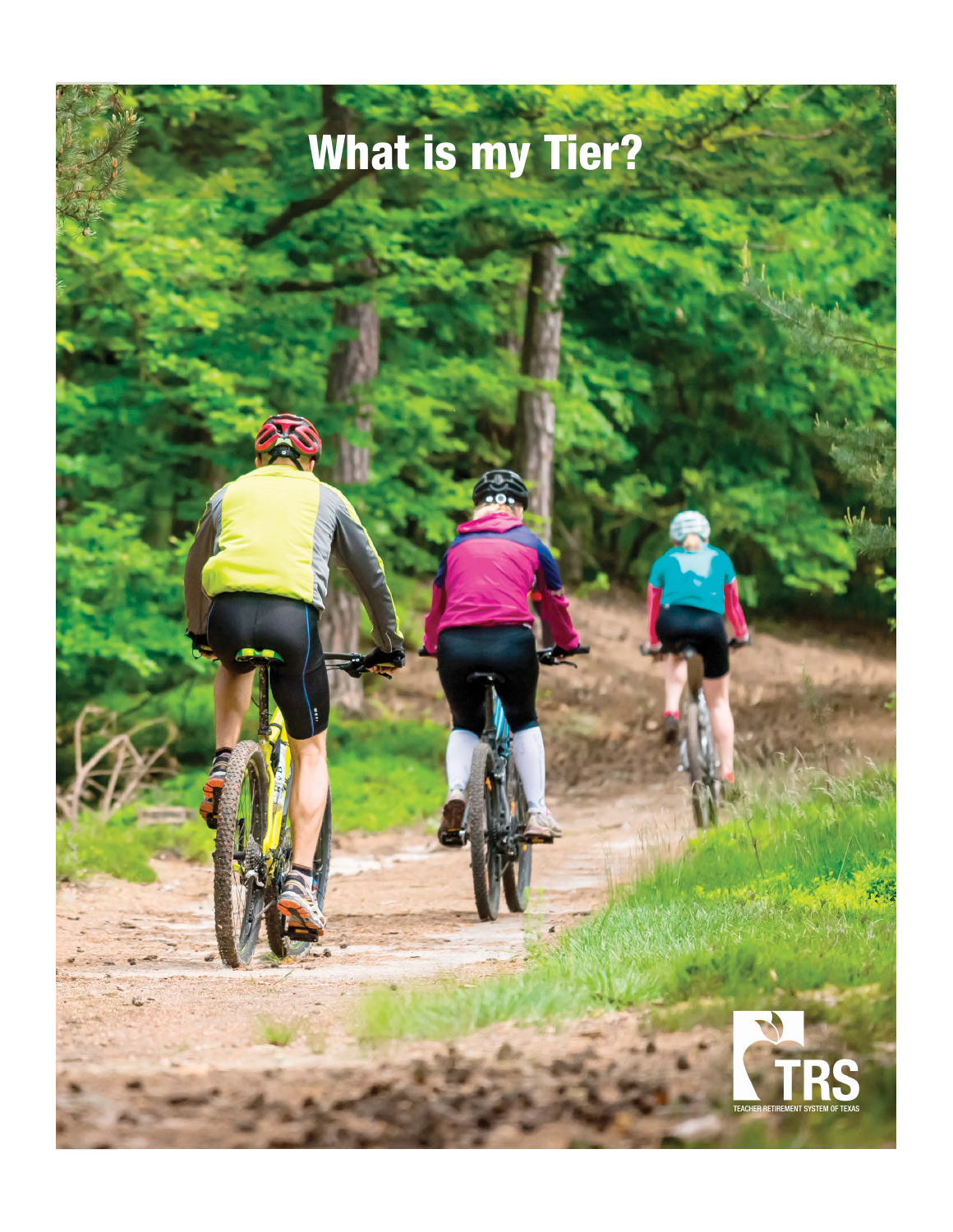# What is my Tier?

TRS

TEACHER RETIREMENT SYSTEM OF TEXAS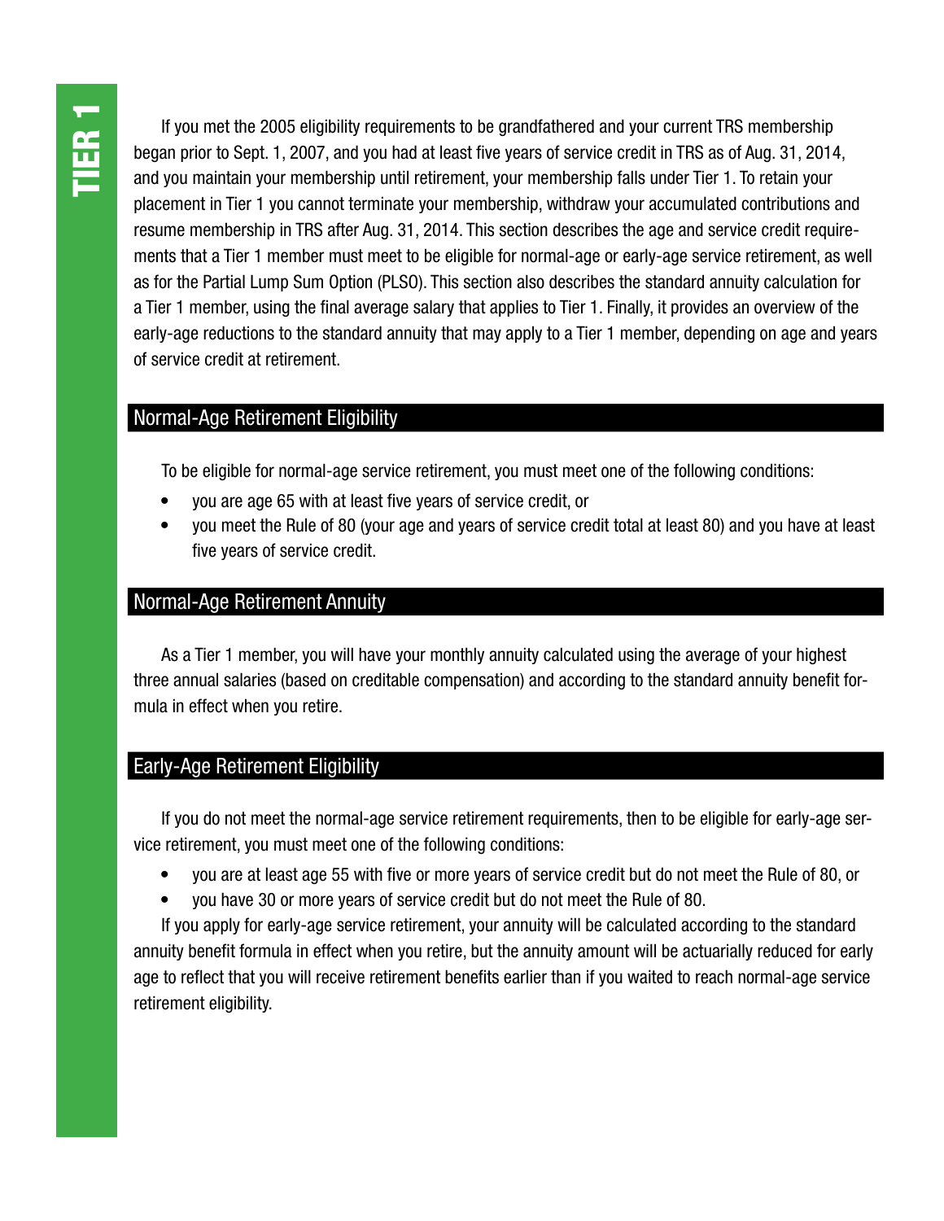# TIER 1

If you met the 2005 eligibility requirements to be grandfathered and your current TRS membership began prior to Sept. 1, 2007, and you had at least five years of service credit in TRS as of Aug. 31, 2014, and you maintain your membership until retirement, your membership falls under Tier 1. To retain your placement in Tier 1 you cannot terminate your membership, withdraw your accumulated contributions and resume membership in TRS after Aug. 31, 2014. This section describes the age and service credit requirements that a Tier 1 member must meet to be eligible for normal-age or early-age service retirement, as well as for the Partial Lump Sum Option (PLSO). This section also describes the standard annuity calculation for a Tier 1 member, using the final average salary that applies to Tier 1. Finally, it provides an overview of the early-age reductions to the standard annuity that may apply to a Tier 1 member, depending on age and years of service credit at retirement.

## Normal-Age Retirement Eligibility

To be eligible for normal-age service retirement, you must meet one of the following conditions:

- you are age 65 with at least five years of service credit, or
- you meet the Rule of 80 (your age and years of service credit total at least 80) and you have at least five years of service credit.

## Normal-Age Retirement Annuity

As a Tier 1 member, you will have your monthly annuity calculated using the average of your highest three annual salaries (based on creditable compensation) and according to the standard annuity benefit formula in effect when you retire.

## Early-Age Retirement Eligibility

If you do not meet the normal-age service retirement requirements, then to be eligible for early-age service retirement, you must meet one of the following conditions:

- you are at least age 55 with five or more years of service credit but do not meet the Rule of 80, or
- you have 30 or more years of service credit but do not meet the Rule of 80.

If you apply for early-age service retirement, your annuity will be calculated according to the standard annuity benefit formula in effect when you retire, but the annuity amount will be actuarially reduced for early age to reflect that you will receive retirement benefits earlier than if you waited to reach normal-age service retirement eligibility.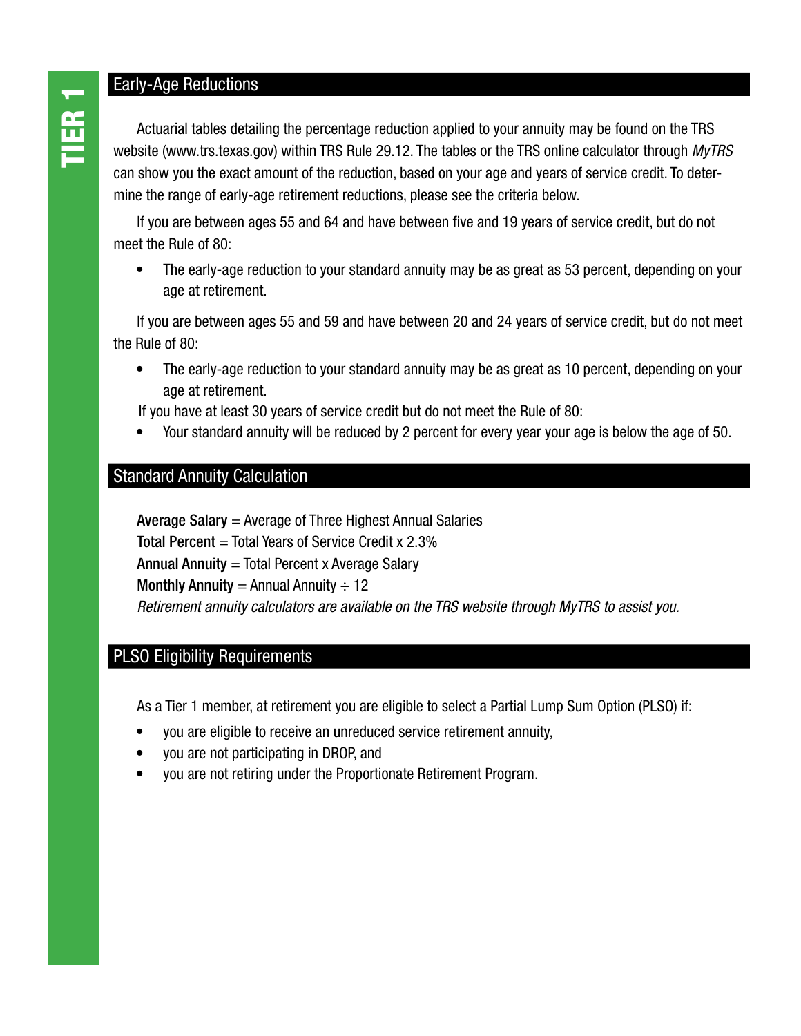## Early-Age Reductions

Actuarial tables detailing the percentage reduction applied to your annuity may be found on the TRS website (www.trs.texas.gov) within TRS Rule 29.12. The tables or the TRS online calculator through *MyTRS* can show you the exact amount of the reduction, based on your age and years of service credit. To determine the range of early-age retirement reductions, please see the criteria below.

If you are between ages 55 and 64 and have between five and 19 years of service credit, but do not meet the Rule of 80:

- The early-age reduction to your standard annuity may be as great as 53 percent, depending on your age at retirement.

If you are between ages 55 and 59 and have between 20 and 24 years of service credit, but do not meet the Rule of 80:

- The early-age reduction to your standard annuity may be as great as 10 percent, depending on your age at retirement.

If you have at least 30 years of service credit but do not meet the Rule of 80:

- Your standard annuity will be reduced by 2 percent for every year your age is below the age of 50.

## Standard Annuity Calculation

**Average Salary** = Average of Three Highest Annual Salaries
**Total Percent** = Total Years of Service Credit x 2.3%
**Annual Annuity** = Total Percent x Average Salary
**Monthly Annuity** = Annual Annuity ÷ 12
*Retirement annuity calculators are available on the TRS website through MyTRS to assist you.*

## PLSO Eligibility Requirements

As a Tier 1 member, at retirement you are eligible to select a Partial Lump Sum Option (PLSO) if:

- you are eligible to receive an unreduced service retirement annuity,
- you are not participating in DROP, and
- you are not retiring under the Proportionate Retirement Program.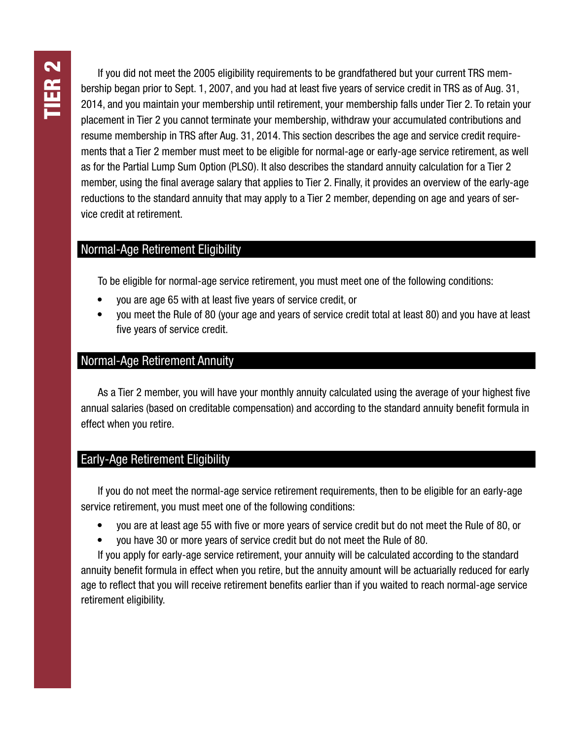# TIER 2

If you did not meet the 2005 eligibility requirements to be grandfathered but your current TRS membership began prior to Sept. 1, 2007, and you had at least five years of service credit in TRS as of Aug. 31, 2014, and you maintain your membership until retirement, your membership falls under Tier 2. To retain your placement in Tier 2 you cannot terminate your membership, withdraw your accumulated contributions and resume membership in TRS after Aug. 31, 2014. This section describes the age and service credit requirements that a Tier 2 member must meet to be eligible for normal-age or early-age service retirement, as well as for the Partial Lump Sum Option (PLSO). It also describes the standard annuity calculation for a Tier 2 member, using the final average salary that applies to Tier 2. Finally, it provides an overview of the early-age reductions to the standard annuity that may apply to a Tier 2 member, depending on age and years of service credit at retirement.

## Normal-Age Retirement Eligibility

To be eligible for normal-age service retirement, you must meet one of the following conditions:

- you are age 65 with at least five years of service credit, or
- you meet the Rule of 80 (your age and years of service credit total at least 80) and you have at least five years of service credit.

## Normal-Age Retirement Annuity

As a Tier 2 member, you will have your monthly annuity calculated using the average of your highest five annual salaries (based on creditable compensation) and according to the standard annuity benefit formula in effect when you retire.

## Early-Age Retirement Eligibility

If you do not meet the normal-age service retirement requirements, then to be eligible for an early-age service retirement, you must meet one of the following conditions:

- you are at least age 55 with five or more years of service credit but do not meet the Rule of 80, or
- you have 30 or more years of service credit but do not meet the Rule of 80.

If you apply for early-age service retirement, your annuity will be calculated according to the standard annuity benefit formula in effect when you retire, but the annuity amount will be actuarially reduced for early age to reflect that you will receive retirement benefits earlier than if you waited to reach normal-age service retirement eligibility.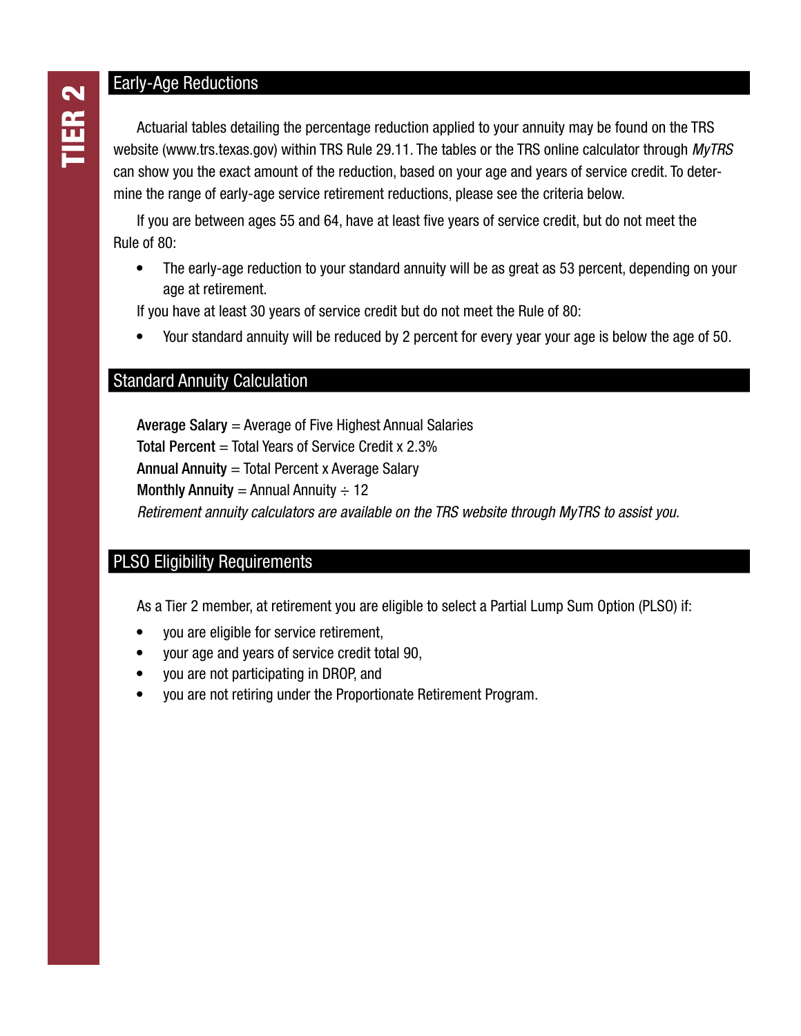## Early-Age Reductions

Actuarial tables detailing the percentage reduction applied to your annuity may be found on the TRS website (www.trs.texas.gov) within TRS Rule 29.11. The tables or the TRS online calculator through *MyTRS* can show you the exact amount of the reduction, based on your age and years of service credit. To determine the range of early-age service retirement reductions, please see the criteria below.

If you are between ages 55 and 64, have at least five years of service credit, but do not meet the Rule of 80:

- The early-age reduction to your standard annuity will be as great as 53 percent, depending on your age at retirement.

If you have at least 30 years of service credit but do not meet the Rule of 80:

- Your standard annuity will be reduced by 2 percent for every year your age is below the age of 50.

## Standard Annuity Calculation

**Average Salary** = Average of Five Highest Annual Salaries
**Total Percent** = Total Years of Service Credit x 2.3%
**Annual Annuity** = Total Percent x Average Salary
**Monthly Annuity** = Annual Annuity ÷ 12
*Retirement annuity calculators are available on the TRS website through MyTRS to assist you.*

## PLSO Eligibility Requirements

As a Tier 2 member, at retirement you are eligible to select a Partial Lump Sum Option (PLSO) if:

- you are eligible for service retirement,
- your age and years of service credit total 90,
- you are not participating in DROP, and
- you are not retiring under the Proportionate Retirement Program.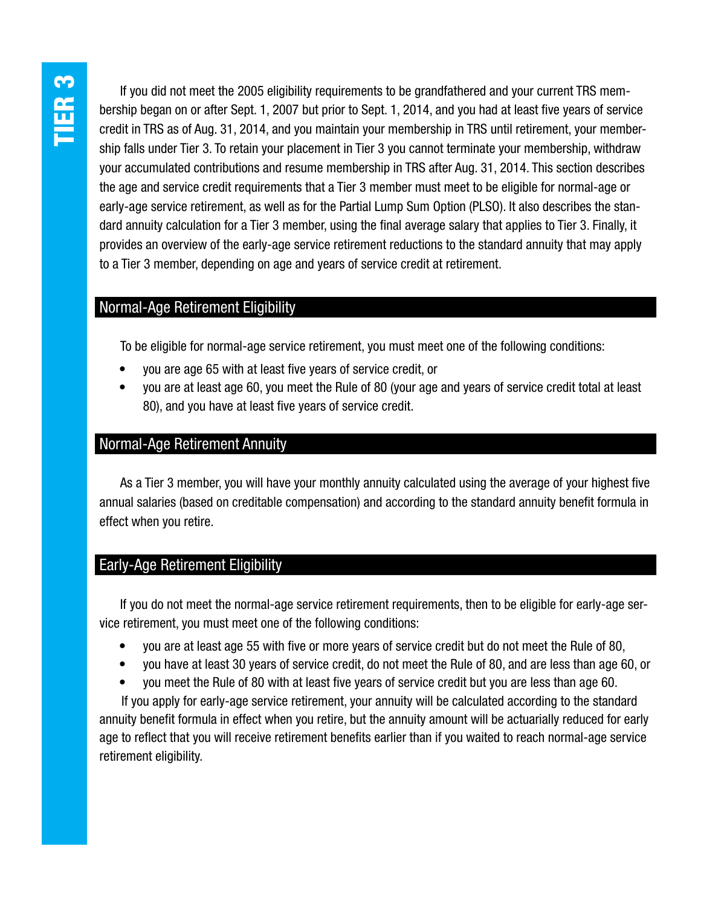# TIER 3

If you did not meet the 2005 eligibility requirements to be grandfathered and your current TRS membership began on or after Sept. 1, 2007 but prior to Sept. 1, 2014, and you had at least five years of service credit in TRS as of Aug. 31, 2014, and you maintain your membership in TRS until retirement, your membership falls under Tier 3. To retain your placement in Tier 3 you cannot terminate your membership, withdraw your accumulated contributions and resume membership in TRS after Aug. 31, 2014. This section describes the age and service credit requirements that a Tier 3 member must meet to be eligible for normal-age or early-age service retirement, as well as for the Partial Lump Sum Option (PLSO). It also describes the standard annuity calculation for a Tier 3 member, using the final average salary that applies to Tier 3. Finally, it provides an overview of the early-age service retirement reductions to the standard annuity that may apply to a Tier 3 member, depending on age and years of service credit at retirement.

## Normal-Age Retirement Eligibility

To be eligible for normal-age service retirement, you must meet one of the following conditions:

- you are age 65 with at least five years of service credit, or
- you are at least age 60, you meet the Rule of 80 (your age and years of service credit total at least 80), and you have at least five years of service credit.

## Normal-Age Retirement Annuity

As a Tier 3 member, you will have your monthly annuity calculated using the average of your highest five annual salaries (based on creditable compensation) and according to the standard annuity benefit formula in effect when you retire.

## Early-Age Retirement Eligibility

If you do not meet the normal-age service retirement requirements, then to be eligible for early-age service retirement, you must meet one of the following conditions:

- you are at least age 55 with five or more years of service credit but do not meet the Rule of 80,
- you have at least 30 years of service credit, do not meet the Rule of 80, and are less than age 60, or
- you meet the Rule of 80 with at least five years of service credit but you are less than age 60.

If you apply for early-age service retirement, your annuity will be calculated according to the standard annuity benefit formula in effect when you retire, but the annuity amount will be actuarially reduced for early age to reflect that you will receive retirement benefits earlier than if you waited to reach normal-age service retirement eligibility.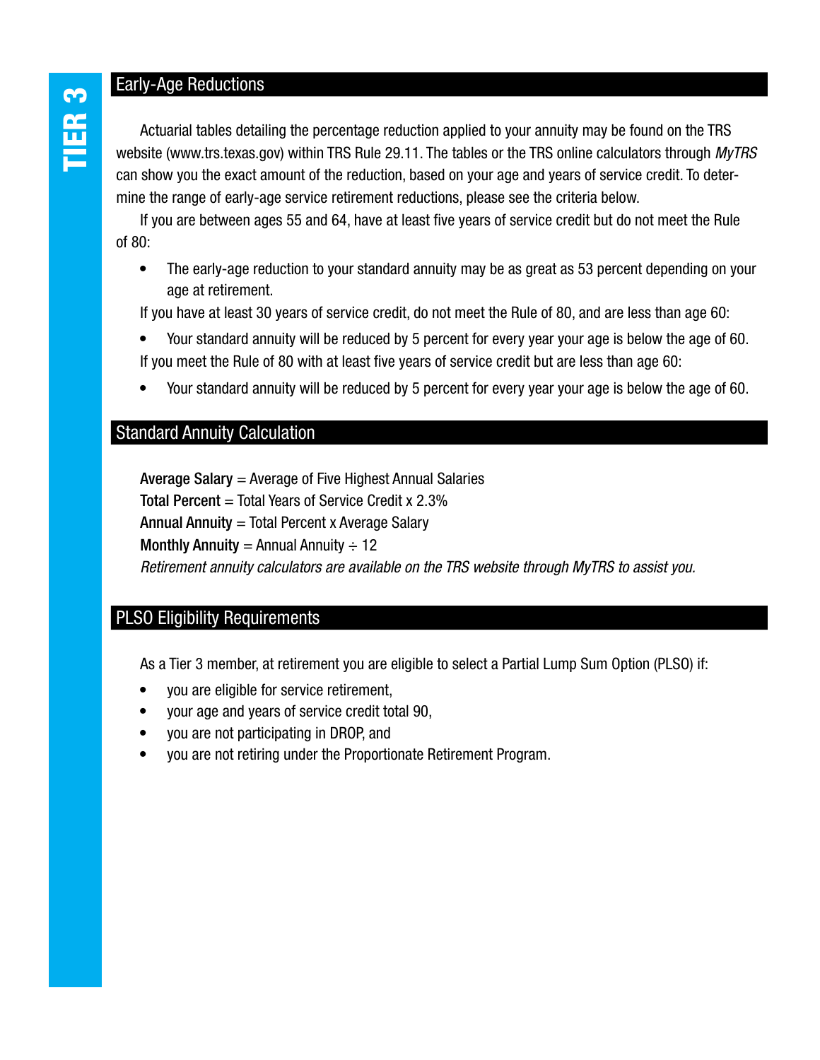## Early-Age Reductions

Actuarial tables detailing the percentage reduction applied to your annuity may be found on the TRS website (www.trs.texas.gov) within TRS Rule 29.11. The tables or the TRS online calculators through *MyTRS* can show you the exact amount of the reduction, based on your age and years of service credit. To determine the range of early-age service retirement reductions, please see the criteria below.

If you are between ages 55 and 64, have at least five years of service credit but do not meet the Rule of 80:

- The early-age reduction to your standard annuity may be as great as 53 percent depending on your age at retirement.

If you have at least 30 years of service credit, do not meet the Rule of 80, and are less than age 60:

- Your standard annuity will be reduced by 5 percent for every year your age is below the age of 60.

If you meet the Rule of 80 with at least five years of service credit but are less than age 60:

- Your standard annuity will be reduced by 5 percent for every year your age is below the age of 60.

## Standard Annuity Calculation

**Average Salary** = Average of Five Highest Annual Salaries
**Total Percent** = Total Years of Service Credit x 2.3%
**Annual Annuity** = Total Percent x Average Salary
**Monthly Annuity** = Annual Annuity ÷ 12
*Retirement annuity calculators are available on the TRS website through MyTRS to assist you.*

## PLSO Eligibility Requirements

As a Tier 3 member, at retirement you are eligible to select a Partial Lump Sum Option (PLSO) if:

- you are eligible for service retirement,
- your age and years of service credit total 90,
- you are not participating in DROP, and
- you are not retiring under the Proportionate Retirement Program.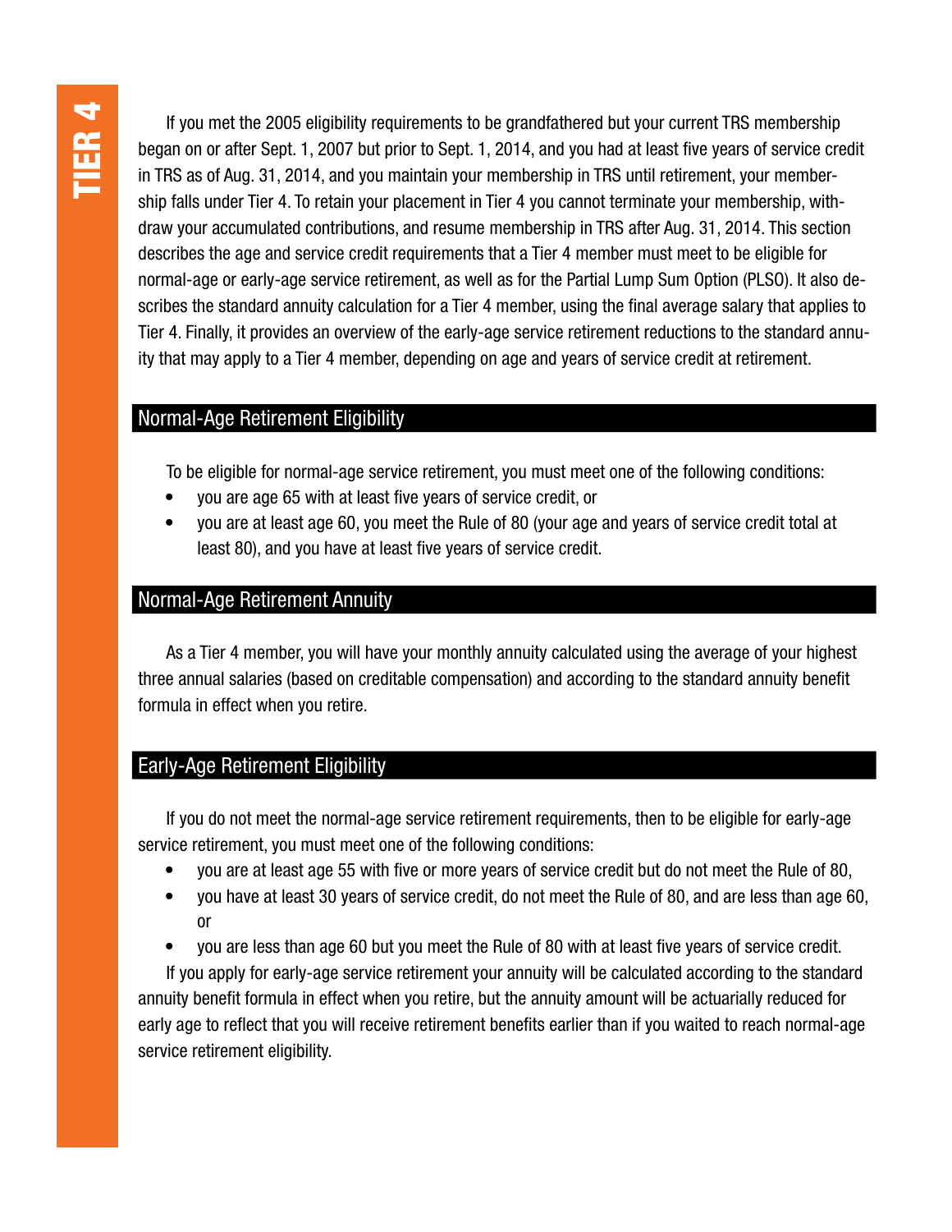# TIER 4

If you met the 2005 eligibility requirements to be grandfathered but your current TRS membership began on or after Sept. 1, 2007 but prior to Sept. 1, 2014, and you had at least five years of service credit in TRS as of Aug. 31, 2014, and you maintain your membership in TRS until retirement, your membership falls under Tier 4. To retain your placement in Tier 4 you cannot terminate your membership, withdraw your accumulated contributions, and resume membership in TRS after Aug. 31, 2014. This section describes the age and service credit requirements that a Tier 4 member must meet to be eligible for normal-age or early-age service retirement, as well as for the Partial Lump Sum Option (PLSO). It also describes the standard annuity calculation for a Tier 4 member, using the final average salary that applies to Tier 4. Finally, it provides an overview of the early-age service retirement reductions to the standard annuity that may apply to a Tier 4 member, depending on age and years of service credit at retirement.

## Normal-Age Retirement Eligibility

To be eligible for normal-age service retirement, you must meet one of the following conditions:

- you are age 65 with at least five years of service credit, or
- you are at least age 60, you meet the Rule of 80 (your age and years of service credit total at least 80), and you have at least five years of service credit.

## Normal-Age Retirement Annuity

As a Tier 4 member, you will have your monthly annuity calculated using the average of your highest three annual salaries (based on creditable compensation) and according to the standard annuity benefit formula in effect when you retire.

## Early-Age Retirement Eligibility

If you do not meet the normal-age service retirement requirements, then to be eligible for early-age service retirement, you must meet one of the following conditions:

- you are at least age 55 with five or more years of service credit but do not meet the Rule of 80,
- you have at least 30 years of service credit, do not meet the Rule of 80, and are less than age 60, or
- you are less than age 60 but you meet the Rule of 80 with at least five years of service credit.

If you apply for early-age service retirement your annuity will be calculated according to the standard annuity benefit formula in effect when you retire, but the annuity amount will be actuarially reduced for early age to reflect that you will receive retirement benefits earlier than if you waited to reach normal-age service retirement eligibility.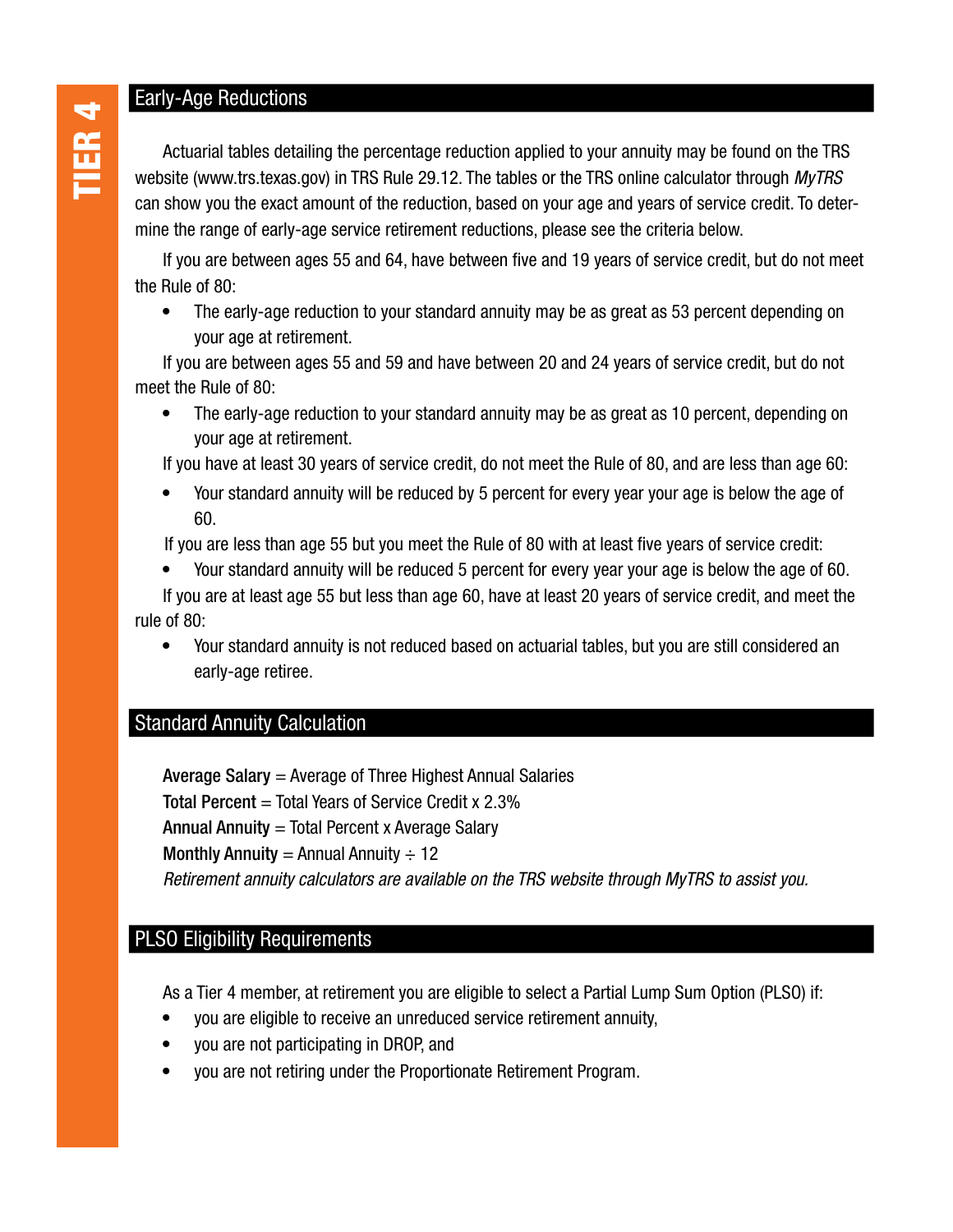## Early-Age Reductions

Actuarial tables detailing the percentage reduction applied to your annuity may be found on the TRS website (www.trs.texas.gov) in TRS Rule 29.12. The tables or the TRS online calculator through *MyTRS* can show you the exact amount of the reduction, based on your age and years of service credit. To determine the range of early-age service retirement reductions, please see the criteria below.

If you are between ages 55 and 64, have between five and 19 years of service credit, but do not meet the Rule of 80:

- The early-age reduction to your standard annuity may be as great as 53 percent depending on your age at retirement.

If you are between ages 55 and 59 and have between 20 and 24 years of service credit, but do not meet the Rule of 80:

- The early-age reduction to your standard annuity may be as great as 10 percent, depending on your age at retirement.

If you have at least 30 years of service credit, do not meet the Rule of 80, and are less than age 60:

- Your standard annuity will be reduced by 5 percent for every year your age is below the age of 60.

If you are less than age 55 but you meet the Rule of 80 with at least five years of service credit:

- Your standard annuity will be reduced 5 percent for every year your age is below the age of 60.

If you are at least age 55 but less than age 60, have at least 20 years of service credit, and meet the rule of 80:

- Your standard annuity is not reduced based on actuarial tables, but you are still considered an early-age retiree.

## Standard Annuity Calculation

**Average Salary** = Average of Three Highest Annual Salaries
**Total Percent** = Total Years of Service Credit x 2.3%
**Annual Annuity** = Total Percent x Average Salary
**Monthly Annuity** = Annual Annuity ÷ 12
*Retirement annuity calculators are available on the TRS website through MyTRS to assist you.*

## PLSO Eligibility Requirements

As a Tier 4 member, at retirement you are eligible to select a Partial Lump Sum Option (PLSO) if:

- you are eligible to receive an unreduced service retirement annuity,
- you are not participating in DROP, and
- you are not retiring under the Proportionate Retirement Program.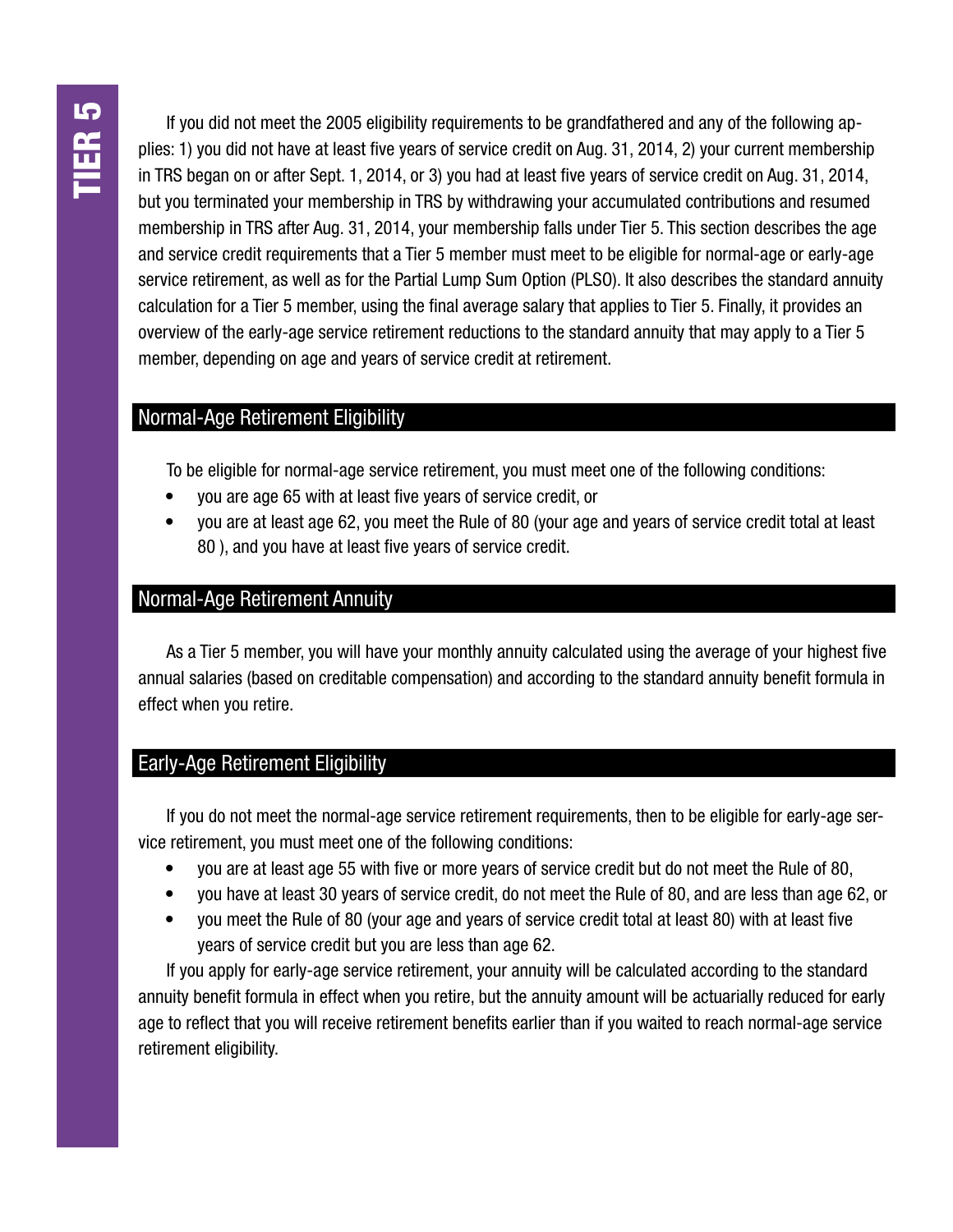If you did not meet the 2005 eligibility requirements to be grandfathered and any of the following applies: 1) you did not have at least five years of service credit on Aug. 31, 2014, 2) your current membership in TRS began on or after Sept. 1, 2014, or 3) you had at least five years of service credit on Aug. 31, 2014, but you terminated your membership in TRS by withdrawing your accumulated contributions and resumed membership in TRS after Aug. 31, 2014, your membership falls under Tier 5. This section describes the age and service credit requirements that a Tier 5 member must meet to be eligible for normal-age or early-age service retirement, as well as for the Partial Lump Sum Option (PLSO). It also describes the standard annuity calculation for a Tier 5 member, using the final average salary that applies to Tier 5. Finally, it provides an overview of the early-age service retirement reductions to the standard annuity that may apply to a Tier 5 member, depending on age and years of service credit at retirement.

## Normal-Age Retirement Eligibility

To be eligible for normal-age service retirement, you must meet one of the following conditions:

- you are age 65 with at least five years of service credit, or
- you are at least age 62, you meet the Rule of 80 (your age and years of service credit total at least 80 ), and you have at least five years of service credit.

## Normal-Age Retirement Annuity

As a Tier 5 member, you will have your monthly annuity calculated using the average of your highest five annual salaries (based on creditable compensation) and according to the standard annuity benefit formula in effect when you retire.

## Early-Age Retirement Eligibility

If you do not meet the normal-age service retirement requirements, then to be eligible for early-age service retirement, you must meet one of the following conditions:

- you are at least age 55 with five or more years of service credit but do not meet the Rule of 80,
- you have at least 30 years of service credit, do not meet the Rule of 80, and are less than age 62, or
- you meet the Rule of 80 (your age and years of service credit total at least 80) with at least five years of service credit but you are less than age 62.

If you apply for early-age service retirement, your annuity will be calculated according to the standard annuity benefit formula in effect when you retire, but the annuity amount will be actuarially reduced for early age to reflect that you will receive retirement benefits earlier than if you waited to reach normal-age service retirement eligibility.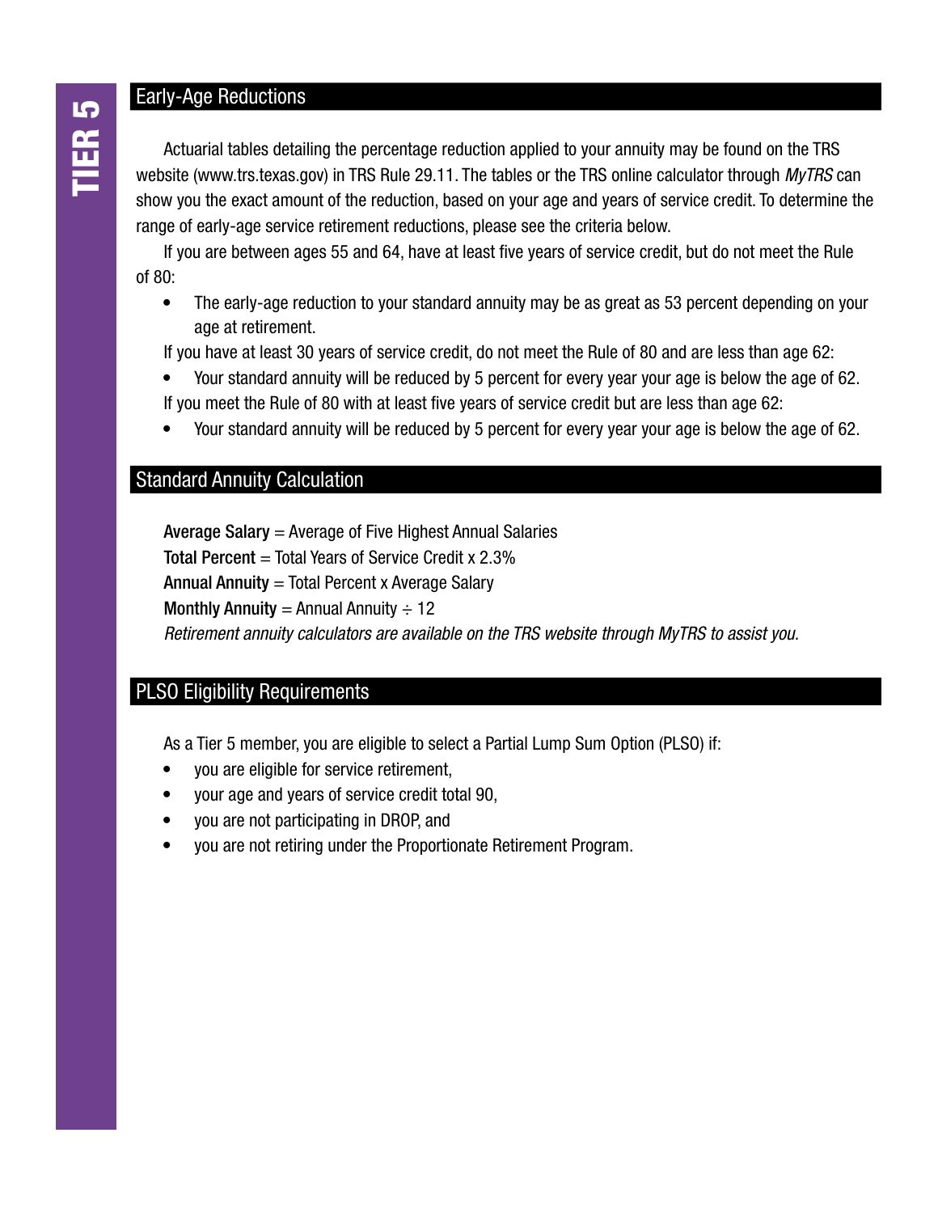## Early-Age Reductions

Actuarial tables detailing the percentage reduction applied to your annuity may be found on the TRS website (www.trs.texas.gov) in TRS Rule 29.11. The tables or the TRS online calculator through *MyTRS* can show you the exact amount of the reduction, based on your age and years of service credit. To determine the range of early-age service retirement reductions, please see the criteria below.

If you are between ages 55 and 64, have at least five years of service credit, but do not meet the Rule of 80:

- The early-age reduction to your standard annuity may be as great as 53 percent depending on your age at retirement.

If you have at least 30 years of service credit, do not meet the Rule of 80 and are less than age 62:

- Your standard annuity will be reduced by 5 percent for every year your age is below the age of 62.

If you meet the Rule of 80 with at least five years of service credit but are less than age 62:

- Your standard annuity will be reduced by 5 percent for every year your age is below the age of 62.

## Standard Annuity Calculation

**Average Salary** = Average of Five Highest Annual Salaries
**Total Percent** = Total Years of Service Credit x 2.3%
**Annual Annuity** = Total Percent x Average Salary
**Monthly Annuity** = Annual Annuity ÷ 12
*Retirement annuity calculators are available on the TRS website through MyTRS to assist you.*

## PLSO Eligibility Requirements

As a Tier 5 member, you are eligible to select a Partial Lump Sum Option (PLSO) if:

- you are eligible for service retirement,
- your age and years of service credit total 90,
- you are not participating in DROP, and
- you are not retiring under the Proportionate Retirement Program.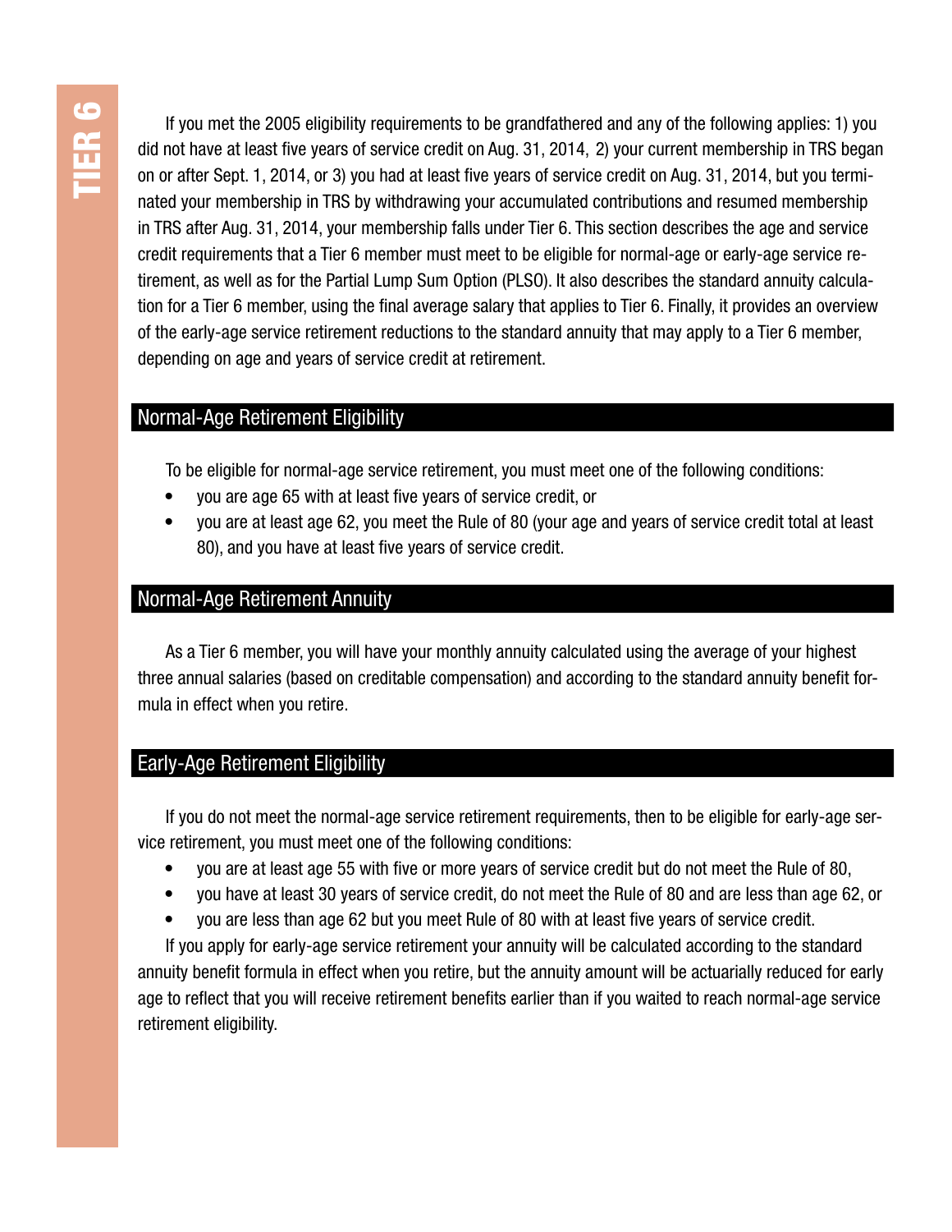If you met the 2005 eligibility requirements to be grandfathered and any of the following applies: 1) you did not have at least five years of service credit on Aug. 31, 2014, 2) your current membership in TRS began on or after Sept. 1, 2014, or 3) you had at least five years of service credit on Aug. 31, 2014, but you terminated your membership in TRS by withdrawing your accumulated contributions and resumed membership in TRS after Aug. 31, 2014, your membership falls under Tier 6. This section describes the age and service credit requirements that a Tier 6 member must meet to be eligible for normal-age or early-age service retirement, as well as for the Partial Lump Sum Option (PLSO). It also describes the standard annuity calculation for a Tier 6 member, using the final average salary that applies to Tier 6. Finally, it provides an overview of the early-age service retirement reductions to the standard annuity that may apply to a Tier 6 member, depending on age and years of service credit at retirement.

## Normal-Age Retirement Eligibility

To be eligible for normal-age service retirement, you must meet one of the following conditions:

- you are age 65 with at least five years of service credit, or
- you are at least age 62, you meet the Rule of 80 (your age and years of service credit total at least 80), and you have at least five years of service credit.

## Normal-Age Retirement Annuity

As a Tier 6 member, you will have your monthly annuity calculated using the average of your highest three annual salaries (based on creditable compensation) and according to the standard annuity benefit formula in effect when you retire.

## Early-Age Retirement Eligibility

If you do not meet the normal-age service retirement requirements, then to be eligible for early-age service retirement, you must meet one of the following conditions:

- you are at least age 55 with five or more years of service credit but do not meet the Rule of 80,
- you have at least 30 years of service credit, do not meet the Rule of 80 and are less than age 62, or
- you are less than age 62 but you meet Rule of 80 with at least five years of service credit.

If you apply for early-age service retirement your annuity will be calculated according to the standard annuity benefit formula in effect when you retire, but the annuity amount will be actuarially reduced for early age to reflect that you will receive retirement benefits earlier than if you waited to reach normal-age service retirement eligibility.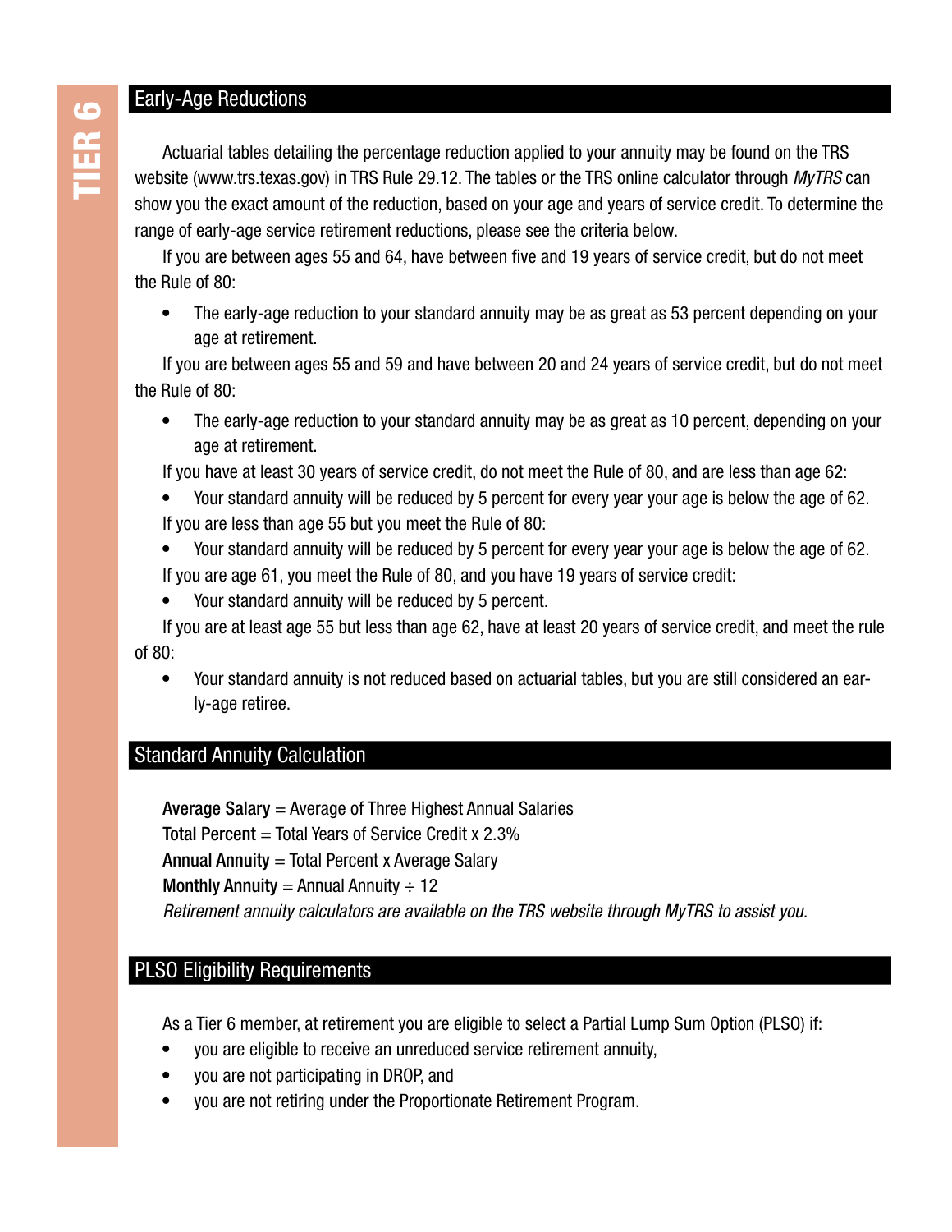## Early-Age Reductions

Actuarial tables detailing the percentage reduction applied to your annuity may be found on the TRS website (www.trs.texas.gov) in TRS Rule 29.12. The tables or the TRS online calculator through *MyTRS* can show you the exact amount of the reduction, based on your age and years of service credit. To determine the range of early-age service retirement reductions, please see the criteria below.

If you are between ages 55 and 64, have between five and 19 years of service credit, but do not meet the Rule of 80:

- The early-age reduction to your standard annuity may be as great as 53 percent depending on your age at retirement.

If you are between ages 55 and 59 and have between 20 and 24 years of service credit, but do not meet the Rule of 80:

- The early-age reduction to your standard annuity may be as great as 10 percent, depending on your age at retirement.

If you have at least 30 years of service credit, do not meet the Rule of 80, and are less than age 62:

- Your standard annuity will be reduced by 5 percent for every year your age is below the age of 62.

If you are less than age 55 but you meet the Rule of 80:

- Your standard annuity will be reduced by 5 percent for every year your age is below the age of 62.

If you are age 61, you meet the Rule of 80, and you have 19 years of service credit:

- Your standard annuity will be reduced by 5 percent.

If you are at least age 55 but less than age 62, have at least 20 years of service credit, and meet the rule of 80:

- Your standard annuity is not reduced based on actuarial tables, but you are still considered an early-age retiree.

## Standard Annuity Calculation

**Average Salary** = Average of Three Highest Annual Salaries
**Total Percent** = Total Years of Service Credit x 2.3%
**Annual Annuity** = Total Percent x Average Salary
**Monthly Annuity** = Annual Annuity ÷ 12
*Retirement annuity calculators are available on the TRS website through MyTRS to assist you.*

## PLSO Eligibility Requirements

As a Tier 6 member, at retirement you are eligible to select a Partial Lump Sum Option (PLSO) if:

- you are eligible to receive an unreduced service retirement annuity,
- you are not participating in DROP, and
- you are not retiring under the Proportionate Retirement Program.